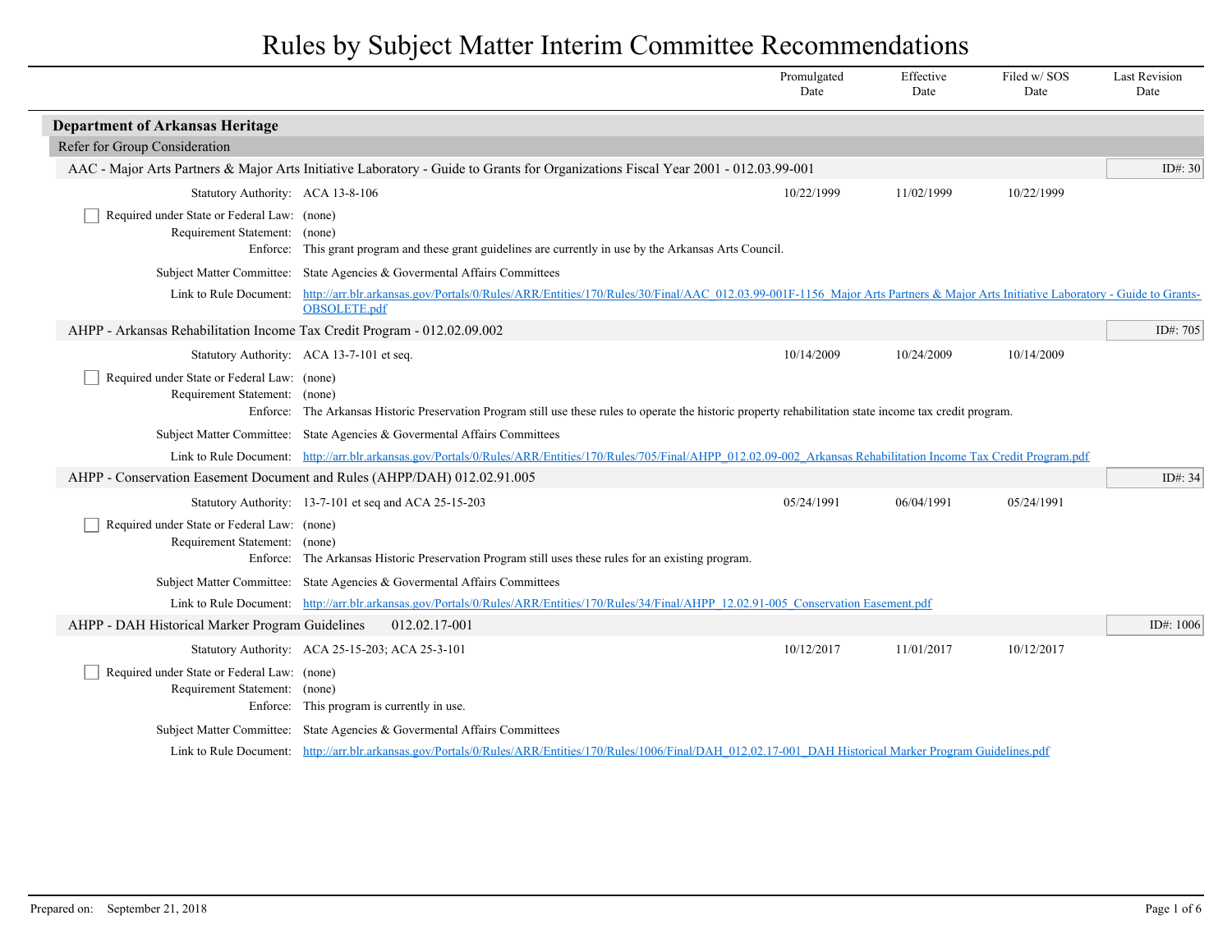# Rules by Subject Matter Interim Committee Recommendations

| | Promulgated Date | Effective Date | Filed w/ SOS Date | Last Revision Date |
|---|---|---|---|---|

## Department of Arkansas Heritage

### Refer for Group Consideration

#### AAC - Major Arts Partners & Major Arts Initiative Laboratory - Guide to Grants for Organizations Fiscal Year 2001 - 012.03.99-001

ID#: 30

| | Promulgated Date | Effective Date | Filed w/ SOS Date | Last Revision Date |
|---|---|---|---|---|
| Statutory Authority: ACA 13-8-106 | 10/22/1999 | 11/02/1999 | 10/22/1999 | |

- [ ] Required under State or Federal Law: (none)

Requirement Statement: (none)

Enforce: This grant program and these grant guidelines are currently in use by the Arkansas Arts Council.

Subject Matter Committee: State Agencies & Govermental Affairs Committees

Link to Rule Document: http://arr.blr.arkansas.gov/Portals/0/Rules/ARR/Entities/170/Rules/30/Final/AAC_012.03.99-001F-1156_Major Arts Partners & Major Arts Initiative Laboratory - Guide to Grants-OBSOLETE.pdf

#### AHPP - Arkansas Rehabilitation Income Tax Credit Program - 012.02.09.002

ID#: 705

| | Promulgated Date | Effective Date | Filed w/ SOS Date | Last Revision Date |
|---|---|---|---|---|
| Statutory Authority: ACA 13-7-101 et seq. | 10/14/2009 | 10/24/2009 | 10/14/2009 | |

- [ ] Required under State or Federal Law: (none)

Requirement Statement: (none)

Enforce: The Arkansas Historic Preservation Program still use these rules to operate the historic property rehabilitation state income tax credit program.

Subject Matter Committee: State Agencies & Govermental Affairs Committees

Link to Rule Document: http://arr.blr.arkansas.gov/Portals/0/Rules/ARR/Entities/170/Rules/705/Final/AHPP_012.02.09-002_Arkansas Rehabilitation Income Tax Credit Program.pdf

#### AHPP - Conservation Easement Document and Rules (AHPP/DAH) 012.02.91.005

ID#: 34

| | Promulgated Date | Effective Date | Filed w/ SOS Date | Last Revision Date |
|---|---|---|---|---|
| Statutory Authority: 13-7-101 et seq and ACA 25-15-203 | 05/24/1991 | 06/04/1991 | 05/24/1991 | |

- [ ] Required under State or Federal Law: (none)

Requirement Statement: (none)

Enforce: The Arkansas Historic Preservation Program still uses these rules for an existing program.

Subject Matter Committee: State Agencies & Govermental Affairs Committees

Link to Rule Document: http://arr.blr.arkansas.gov/Portals/0/Rules/ARR/Entities/170/Rules/34/Final/AHPP_12.02.91-005_Conservation Easement.pdf

#### AHPP - DAH Historical Marker Program Guidelines 012.02.17-001

ID#: 1006

| | Promulgated Date | Effective Date | Filed w/ SOS Date | Last Revision Date |
|---|---|---|---|---|
| Statutory Authority: ACA 25-15-203; ACA 25-3-101 | 10/12/2017 | 11/01/2017 | 10/12/2017 | |

- [ ] Required under State or Federal Law: (none)

Requirement Statement: (none)

Enforce: This program is currently in use.

Subject Matter Committee: State Agencies & Govermental Affairs Committees

Link to Rule Document: http://arr.blr.arkansas.gov/Portals/0/Rules/ARR/Entities/170/Rules/1006/Final/DAH_012.02.17-001_DAH Historical Marker Program Guidelines.pdf

Prepared on: September 21, 2018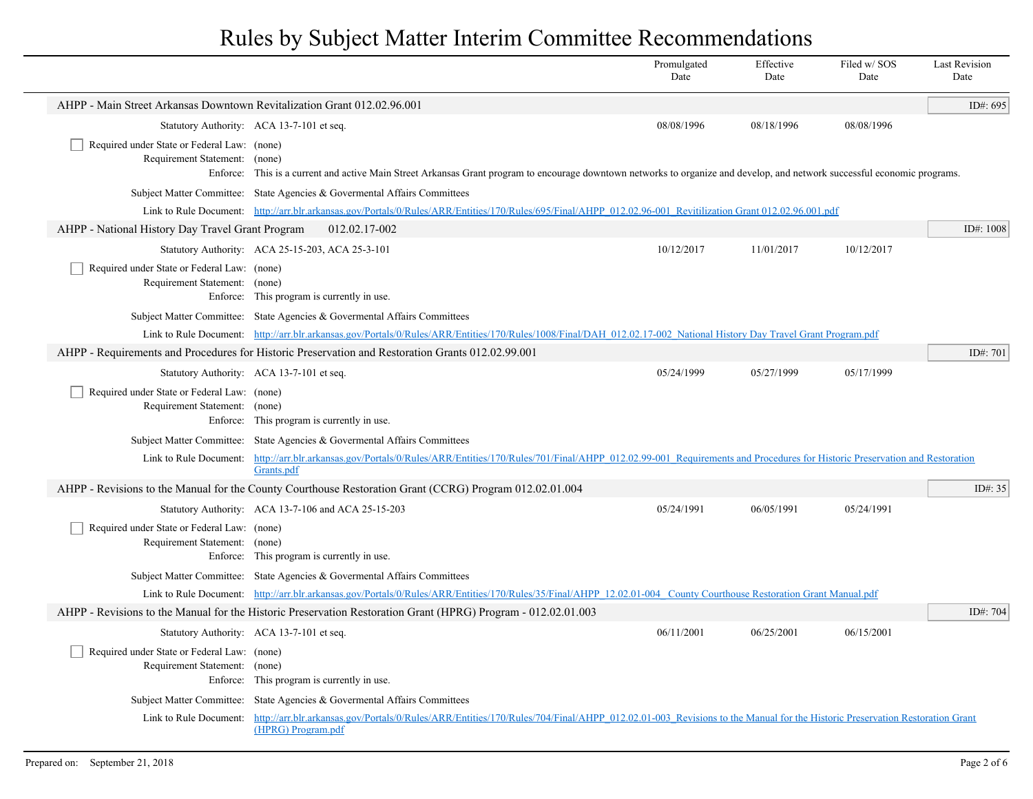# Rules by Subject Matter Interim Committee Recommendations

| | Promulgated Date | Effective Date | Filed w/ SOS Date | Last Revision Date |
|---|---|---|---|---|

## AHPP - Main Street Arkansas Downtown Revitalization Grant 012.02.96.001

ID#: 695

| | Promulgated Date | Effective Date | Filed w/ SOS Date | Last Revision Date |
|---|---|---|---|---|
| Statutory Authority: ACA 13-7-101 et seq. | 08/08/1996 | 08/18/1996 | 08/08/1996 | |

- [ ] Required under State or Federal Law: (none)

Requirement Statement: (none)

Enforce: This is a current and active Main Street Arkansas Grant program to encourage downtown networks to organize and develop, and network successful economic programs.

Subject Matter Committee: State Agencies & Govermental Affairs Committees

Link to Rule Document: http://arr.blr.arkansas.gov/Portals/0/Rules/ARR/Entities/170/Rules/695/Final/AHPP_012.02.96-001_Revitilization Grant 012.02.96.001.pdf

## AHPP - National History Day Travel Grant Program 012.02.17-002

ID#: 1008

| | Promulgated Date | Effective Date | Filed w/ SOS Date | Last Revision Date |
|---|---|---|---|---|
| Statutory Authority: ACA 25-15-203, ACA 25-3-101 | 10/12/2017 | 11/01/2017 | 10/12/2017 | |

- [ ] Required under State or Federal Law: (none)

Requirement Statement: (none)

Enforce: This program is currently in use.

Subject Matter Committee: State Agencies & Govermental Affairs Committees

Link to Rule Document: http://arr.blr.arkansas.gov/Portals/0/Rules/ARR/Entities/170/Rules/1008/Final/DAH_012.02.17-002_National History Day Travel Grant Program.pdf

## AHPP - Requirements and Procedures for Historic Preservation and Restoration Grants 012.02.99.001

ID#: 701

| | Promulgated Date | Effective Date | Filed w/ SOS Date | Last Revision Date |
|---|---|---|---|---|
| Statutory Authority: ACA 13-7-101 et seq. | 05/24/1999 | 05/27/1999 | 05/17/1999 | |

- [ ] Required under State or Federal Law: (none)

Requirement Statement: (none)

Enforce: This program is currently in use.

Subject Matter Committee: State Agencies & Govermental Affairs Committees

Link to Rule Document: http://arr.blr.arkansas.gov/Portals/0/Rules/ARR/Entities/170/Rules/701/Final/AHPP_012.02.99-001_Requirements and Procedures for Historic Preservation and Restoration Grants.pdf

## AHPP - Revisions to the Manual for the County Courthouse Restoration Grant (CCRG) Program 012.02.01.004

ID#: 35

| | Promulgated Date | Effective Date | Filed w/ SOS Date | Last Revision Date |
|---|---|---|---|---|
| Statutory Authority: ACA 13-7-106 and ACA 25-15-203 | 05/24/1991 | 06/05/1991 | 05/24/1991 | |

- [ ] Required under State or Federal Law: (none)

Requirement Statement: (none)

Enforce: This program is currently in use.

Subject Matter Committee: State Agencies & Govermental Affairs Committees

Link to Rule Document: http://arr.blr.arkansas.gov/Portals/0/Rules/ARR/Entities/170/Rules/35/Final/AHPP_12.02.01-004_ County Courthouse Restoration Grant Manual.pdf

## AHPP - Revisions to the Manual for the Historic Preservation Restoration Grant (HPRG) Program - 012.02.01.003

ID#: 704

| | Promulgated Date | Effective Date | Filed w/ SOS Date | Last Revision Date |
|---|---|---|---|---|
| Statutory Authority: ACA 13-7-101 et seq. | 06/11/2001 | 06/25/2001 | 06/15/2001 | |

- [ ] Required under State or Federal Law: (none)

Requirement Statement: (none)

Enforce: This program is currently in use.

Subject Matter Committee: State Agencies & Govermental Affairs Committees

Link to Rule Document: http://arr.blr.arkansas.gov/Portals/0/Rules/ARR/Entities/170/Rules/704/Final/AHPP_012.02.01-003_Revisions to the Manual for the Historic Preservation Restoration Grant (HPRG) Program.pdf

Prepared on: September 21, 2018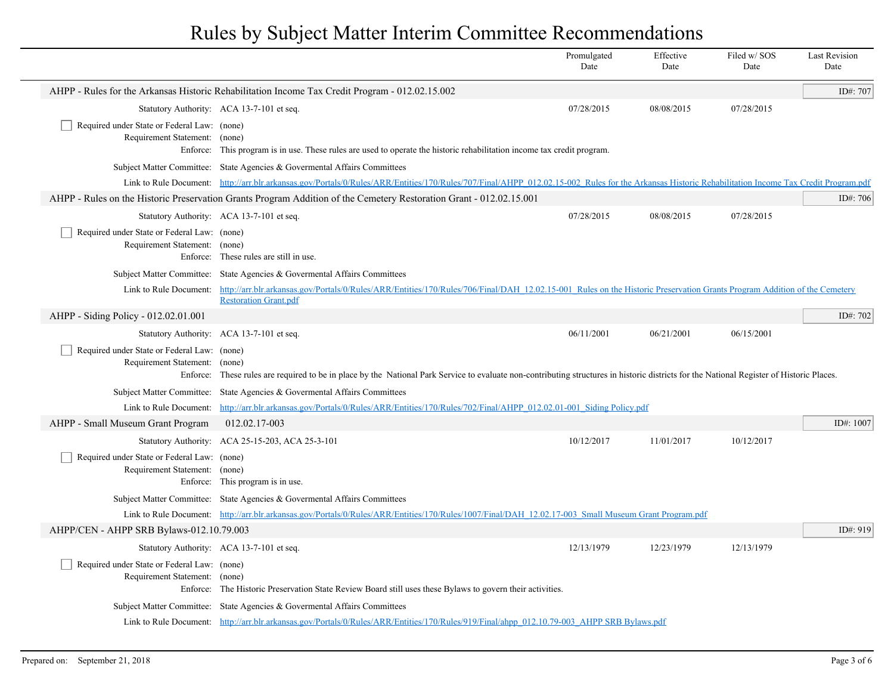# Rules by Subject Matter Interim Committee Recommendations

| | Promulgated Date | Effective Date | Filed w/ SOS Date | Last Revision Date |
|---|---|---|---|---|

## AHPP - Rules for the Arkansas Historic Rehabilitation Income Tax Credit Program - 012.02.15.002

ID#: 707

| | Promulgated Date | Effective Date | Filed w/ SOS Date | Last Revision Date |
|---|---|---|---|---|
| Statutory Authority: ACA 13-7-101 et seq. | 07/28/2015 | 08/08/2015 | 07/28/2015 | |

- [ ] Required under State or Federal Law: (none)

Requirement Statement: (none)

Enforce: This program is in use. These rules are used to operate the historic rehabilitation income tax credit program.

Subject Matter Committee: State Agencies & Govermental Affairs Committees

Link to Rule Document: http://arr.blr.arkansas.gov/Portals/0/Rules/ARR/Entities/170/Rules/707/Final/AHPP_012.02.15-002_Rules for the Arkansas Historic Rehabilitation Income Tax Credit Program.pdf

## AHPP - Rules on the Historic Preservation Grants Program Addition of the Cemetery Restoration Grant - 012.02.15.001

ID#: 706

| | Promulgated Date | Effective Date | Filed w/ SOS Date | Last Revision Date |
|---|---|---|---|---|
| Statutory Authority: ACA 13-7-101 et seq. | 07/28/2015 | 08/08/2015 | 07/28/2015 | |

- [ ] Required under State or Federal Law: (none)

Requirement Statement: (none)

Enforce: These rules are still in use.

Subject Matter Committee: State Agencies & Govermental Affairs Committees

Link to Rule Document: http://arr.blr.arkansas.gov/Portals/0/Rules/ARR/Entities/170/Rules/706/Final/DAH_12.02.15-001_Rules on the Historic Preservation Grants Program Addition of the Cemetery Restoration Grant.pdf

## AHPP - Siding Policy - 012.02.01.001

ID#: 702

| | Promulgated Date | Effective Date | Filed w/ SOS Date | Last Revision Date |
|---|---|---|---|---|
| Statutory Authority: ACA 13-7-101 et seq. | 06/11/2001 | 06/21/2001 | 06/15/2001 | |

- [ ] Required under State or Federal Law: (none)

Requirement Statement: (none)

Enforce: These rules are required to be in place by the National Park Service to evaluate non-contributing structures in historic districts for the National Register of Historic Places.

Subject Matter Committee: State Agencies & Govermental Affairs Committees

Link to Rule Document: http://arr.blr.arkansas.gov/Portals/0/Rules/ARR/Entities/170/Rules/702/Final/AHPP_012.02.01-001_Siding Policy.pdf

## AHPP - Small Museum Grant Program 012.02.17-003

ID#: 1007

| | Promulgated Date | Effective Date | Filed w/ SOS Date | Last Revision Date |
|---|---|---|---|---|
| Statutory Authority: ACA 25-15-203, ACA 25-3-101 | 10/12/2017 | 11/01/2017 | 10/12/2017 | |

- [ ] Required under State or Federal Law: (none)

Requirement Statement: (none)

Enforce: This program is in use.

Subject Matter Committee: State Agencies & Govermental Affairs Committees

Link to Rule Document: http://arr.blr.arkansas.gov/Portals/0/Rules/ARR/Entities/170/Rules/1007/Final/DAH_12.02.17-003_Small Museum Grant Program.pdf

## AHPP/CEN - AHPP SRB Bylaws-012.10.79.003

ID#: 919

| | Promulgated Date | Effective Date | Filed w/ SOS Date | Last Revision Date |
|---|---|---|---|---|
| Statutory Authority: ACA 13-7-101 et seq. | 12/13/1979 | 12/23/1979 | 12/13/1979 | |

- [ ] Required under State or Federal Law: (none)

Requirement Statement: (none)

Enforce: The Historic Preservation State Review Board still uses these Bylaws to govern their activities.

Subject Matter Committee: State Agencies & Govermental Affairs Committees

Link to Rule Document: http://arr.blr.arkansas.gov/Portals/0/Rules/ARR/Entities/170/Rules/919/Final/ahpp_012.10.79-003_AHPP SRB Bylaws.pdf

Prepared on: September 21, 2018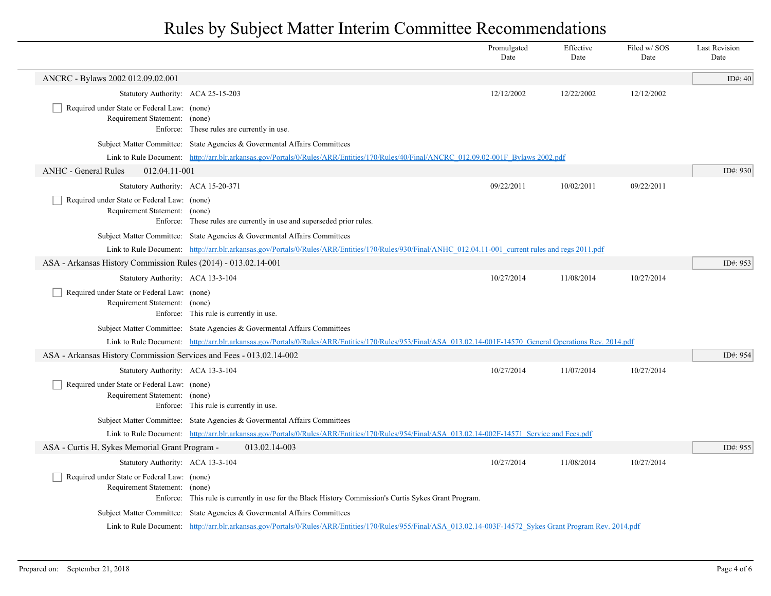# Rules by Subject Matter Interim Committee Recommendations

| | Promulgated Date | Effective Date | Filed w/ SOS Date | Last Revision Date |
|---|---|---|---|---|

## ANCRC - Bylaws 2002 012.09.02.001

ID#: 40

| | Promulgated Date | Effective Date | Filed w/ SOS Date | Last Revision Date |
|---|---|---|---|---|
| Statutory Authority: ACA 25-15-203 | 12/12/2002 | 12/22/2002 | 12/12/2002 | |

- [ ] Required under State or Federal Law: (none)

Requirement Statement: (none)

Enforce: These rules are currently in use.

Subject Matter Committee: State Agencies & Govermental Affairs Committees

Link to Rule Document: http://arr.blr.arkansas.gov/Portals/0/Rules/ARR/Entities/170/Rules/40/Final/ANCRC_012.09.02-001F_Bylaws 2002.pdf

## ANHC - General Rules 012.04.11-001

ID#: 930

| | Promulgated Date | Effective Date | Filed w/ SOS Date | Last Revision Date |
|---|---|---|---|---|
| Statutory Authority: ACA 15-20-371 | 09/22/2011 | 10/02/2011 | 09/22/2011 | |

- [ ] Required under State or Federal Law: (none)

Requirement Statement: (none)

Enforce: These rules are currently in use and superseded prior rules.

Subject Matter Committee: State Agencies & Govermental Affairs Committees

Link to Rule Document: http://arr.blr.arkansas.gov/Portals/0/Rules/ARR/Entities/170/Rules/930/Final/ANHC_012.04.11-001_current rules and regs 2011.pdf

## ASA - Arkansas History Commission Rules (2014) - 013.02.14-001

ID#: 953

| | Promulgated Date | Effective Date | Filed w/ SOS Date | Last Revision Date |
|---|---|---|---|---|
| Statutory Authority: ACA 13-3-104 | 10/27/2014 | 11/08/2014 | 10/27/2014 | |

- [ ] Required under State or Federal Law: (none)

Requirement Statement: (none)

Enforce: This rule is currently in use.

Subject Matter Committee: State Agencies & Govermental Affairs Committees

Link to Rule Document: http://arr.blr.arkansas.gov/Portals/0/Rules/ARR/Entities/170/Rules/953/Final/ASA_013.02.14-001F-14570_General Operations Rev. 2014.pdf

## ASA - Arkansas History Commission Services and Fees - 013.02.14-002

ID#: 954

| | Promulgated Date | Effective Date | Filed w/ SOS Date | Last Revision Date |
|---|---|---|---|---|
| Statutory Authority: ACA 13-3-104 | 10/27/2014 | 11/07/2014 | 10/27/2014 | |

- [ ] Required under State or Federal Law: (none)

Requirement Statement: (none)

Enforce: This rule is currently in use.

Subject Matter Committee: State Agencies & Govermental Affairs Committees

Link to Rule Document: http://arr.blr.arkansas.gov/Portals/0/Rules/ARR/Entities/170/Rules/954/Final/ASA_013.02.14-002F-14571_Service and Fees.pdf

## ASA - Curtis H. Sykes Memorial Grant Program - 013.02.14-003

ID#: 955

| | Promulgated Date | Effective Date | Filed w/ SOS Date | Last Revision Date |
|---|---|---|---|---|
| Statutory Authority: ACA 13-3-104 | 10/27/2014 | 11/08/2014 | 10/27/2014 | |

- [ ] Required under State or Federal Law: (none)

Requirement Statement: (none)

Enforce: This rule is currently in use for the Black History Commission's Curtis Sykes Grant Program.

Subject Matter Committee: State Agencies & Govermental Affairs Committees

Link to Rule Document: http://arr.blr.arkansas.gov/Portals/0/Rules/ARR/Entities/170/Rules/955/Final/ASA_013.02.14-003F-14572_Sykes Grant Program Rev. 2014.pdf

Prepared on: September 21, 2018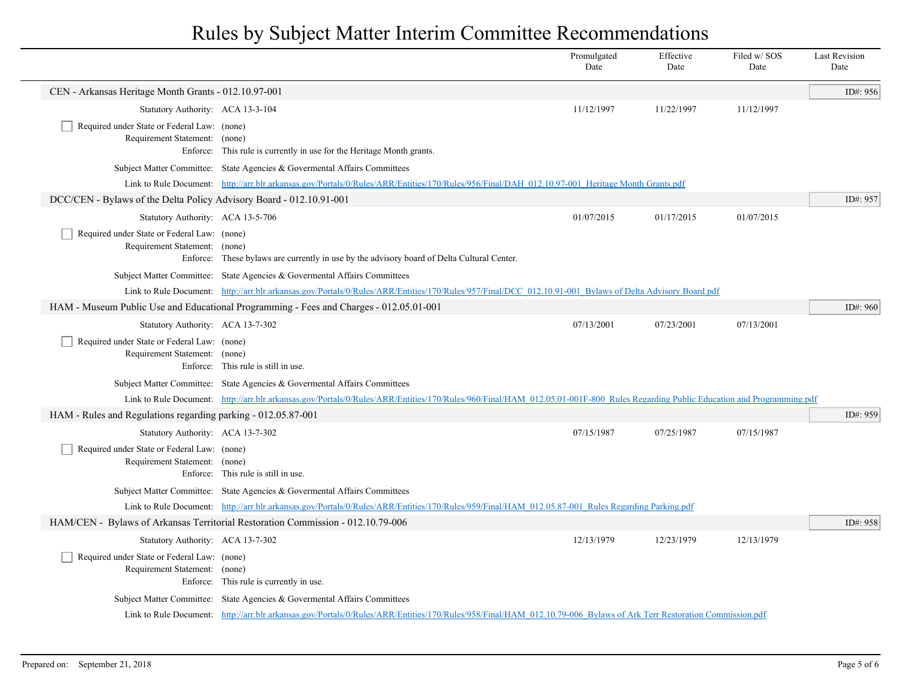# Rules by Subject Matter Interim Committee Recommendations

| | Promulgated Date | Effective Date | Filed w/ SOS Date | Last Revision Date |
|---|---|---|---|---|

## CEN - Arkansas Heritage Month Grants - 012.10.97-001

ID#: 956

| | Promulgated Date | Effective Date | Filed w/ SOS Date | Last Revision Date |
|---|---|---|---|---|
| Statutory Authority: ACA 13-3-104 | 11/12/1997 | 11/22/1997 | 11/12/1997 | |

- [ ] Required under State or Federal Law: (none)

Requirement Statement: (none)

Enforce: This rule is currently in use for the Heritage Month grants.

Subject Matter Committee: State Agencies & Govermental Affairs Committees

Link to Rule Document: http://arr.blr.arkansas.gov/Portals/0/Rules/ARR/Entities/170/Rules/956/Final/DAH_012.10.97-001_Heritage Month Grants.pdf

## DCC/CEN - Bylaws of the Delta Policy Advisory Board - 012.10.91-001

ID#: 957

| | Promulgated Date | Effective Date | Filed w/ SOS Date | Last Revision Date |
|---|---|---|---|---|
| Statutory Authority: ACA 13-5-706 | 01/07/2015 | 01/17/2015 | 01/07/2015 | |

- [ ] Required under State or Federal Law: (none)

Requirement Statement: (none)

Enforce: These bylaws are currently in use by the advisory board of Delta Cultural Center.

Subject Matter Committee: State Agencies & Govermental Affairs Committees

Link to Rule Document: http://arr.blr.arkansas.gov/Portals/0/Rules/ARR/Entities/170/Rules/957/Final/DCC_012.10.91-001_Bylaws of Delta Advisory Board.pdf

## HAM - Museum Public Use and Educational Programming - Fees and Charges - 012.05.01-001

ID#: 960

| | Promulgated Date | Effective Date | Filed w/ SOS Date | Last Revision Date |
|---|---|---|---|---|
| Statutory Authority: ACA 13-7-302 | 07/13/2001 | 07/23/2001 | 07/13/2001 | |

- [ ] Required under State or Federal Law: (none)

Requirement Statement: (none)

Enforce: This rule is still in use.

Subject Matter Committee: State Agencies & Govermental Affairs Committees

Link to Rule Document: http://arr.blr.arkansas.gov/Portals/0/Rules/ARR/Entities/170/Rules/960/Final/HAM_012.05.01-001F-800_Rules Regarding Public Education and Programming.pdf

## HAM - Rules and Regulations regarding parking - 012.05.87-001

ID#: 959

| | Promulgated Date | Effective Date | Filed w/ SOS Date | Last Revision Date |
|---|---|---|---|---|
| Statutory Authority: ACA 13-7-302 | 07/15/1987 | 07/25/1987 | 07/15/1987 | |

- [ ] Required under State or Federal Law: (none)

Requirement Statement: (none)

Enforce: This rule is still in use.

Subject Matter Committee: State Agencies & Govermental Affairs Committees

Link to Rule Document: http://arr.blr.arkansas.gov/Portals/0/Rules/ARR/Entities/170/Rules/959/Final/HAM_012.05.87-001_Rules Regarding Parking.pdf

## HAM/CEN - Bylaws of Arkansas Territorial Restoration Commission - 012.10.79-006

ID#: 958

| | Promulgated Date | Effective Date | Filed w/ SOS Date | Last Revision Date |
|---|---|---|---|---|
| Statutory Authority: ACA 13-7-302 | 12/13/1979 | 12/23/1979 | 12/13/1979 | |

- [ ] Required under State or Federal Law: (none)

Requirement Statement: (none)

Enforce: This rule is currently in use.

Subject Matter Committee: State Agencies & Govermental Affairs Committees

Link to Rule Document: http://arr.blr.arkansas.gov/Portals/0/Rules/ARR/Entities/170/Rules/958/Final/HAM_012.10.79-006_Bylaws of Ark Terr Restoration Commission.pdf

Prepared on: September 21, 2018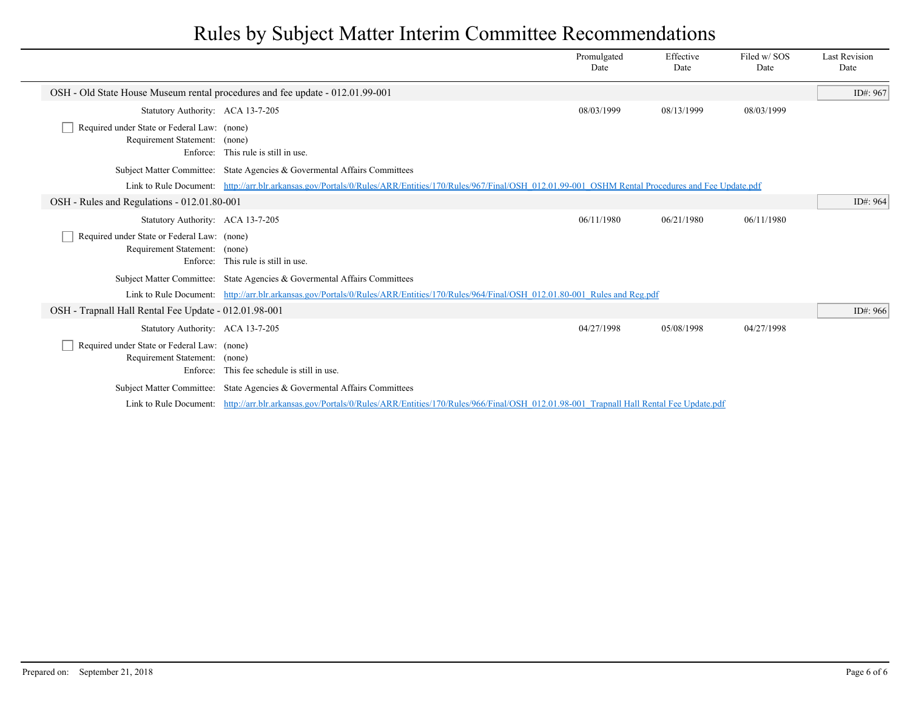# Rules by Subject Matter Interim Committee Recommendations

| | Promulgated Date | Effective Date | Filed w/ SOS Date | Last Revision Date |
|---|---|---|---|---|

## OSH - Old State House Museum rental procedures and fee update - 012.01.99-001

ID#: 967

| | | Promulgated Date | Effective Date | Filed w/ SOS Date | Last Revision Date |
|---|---|---|---|---|---|
| Statutory Authority: | ACA 13-7-205 | 08/03/1999 | 08/13/1999 | 08/03/1999 | |

☐ Required under State or Federal Law: (none)

Requirement Statement: (none)

Enforce: This rule is still in use.

Subject Matter Committee: State Agencies & Govermental Affairs Committees

Link to Rule Document: [http://arr.blr.arkansas.gov/Portals/0/Rules/ARR/Entities/170/Rules/967/Final/OSH_012.01.99-001_OSHM Rental Procedures and Fee Update.pdf](http://arr.blr.arkansas.gov/Portals/0/Rules/ARR/Entities/170/Rules/967/Final/OSH_012.01.99-001_OSHM Rental Procedures and Fee Update.pdf)

## OSH - Rules and Regulations - 012.01.80-001

ID#: 964

| | | Promulgated Date | Effective Date | Filed w/ SOS Date | Last Revision Date |
|---|---|---|---|---|---|
| Statutory Authority: | ACA 13-7-205 | 06/11/1980 | 06/21/1980 | 06/11/1980 | |

☐ Required under State or Federal Law: (none)

Requirement Statement: (none)

Enforce: This rule is still in use.

Subject Matter Committee: State Agencies & Govermental Affairs Committees

Link to Rule Document: [http://arr.blr.arkansas.gov/Portals/0/Rules/ARR/Entities/170/Rules/964/Final/OSH_012.01.80-001_Rules and Reg.pdf](http://arr.blr.arkansas.gov/Portals/0/Rules/ARR/Entities/170/Rules/964/Final/OSH_012.01.80-001_Rules and Reg.pdf)

## OSH - Trapnall Hall Rental Fee Update - 012.01.98-001

ID#: 966

| | | Promulgated Date | Effective Date | Filed w/ SOS Date | Last Revision Date |
|---|---|---|---|---|---|
| Statutory Authority: | ACA 13-7-205 | 04/27/1998 | 05/08/1998 | 04/27/1998 | |

☐ Required under State or Federal Law: (none)

Requirement Statement: (none)

Enforce: This fee schedule is still in use.

Subject Matter Committee: State Agencies & Govermental Affairs Committees

Link to Rule Document: [http://arr.blr.arkansas.gov/Portals/0/Rules/ARR/Entities/170/Rules/966/Final/OSH_012.01.98-001_Trapnall Hall Rental Fee Update.pdf](http://arr.blr.arkansas.gov/Portals/0/Rules/ARR/Entities/170/Rules/966/Final/OSH_012.01.98-001_Trapnall Hall Rental Fee Update.pdf)

Prepared on: September 21, 2018